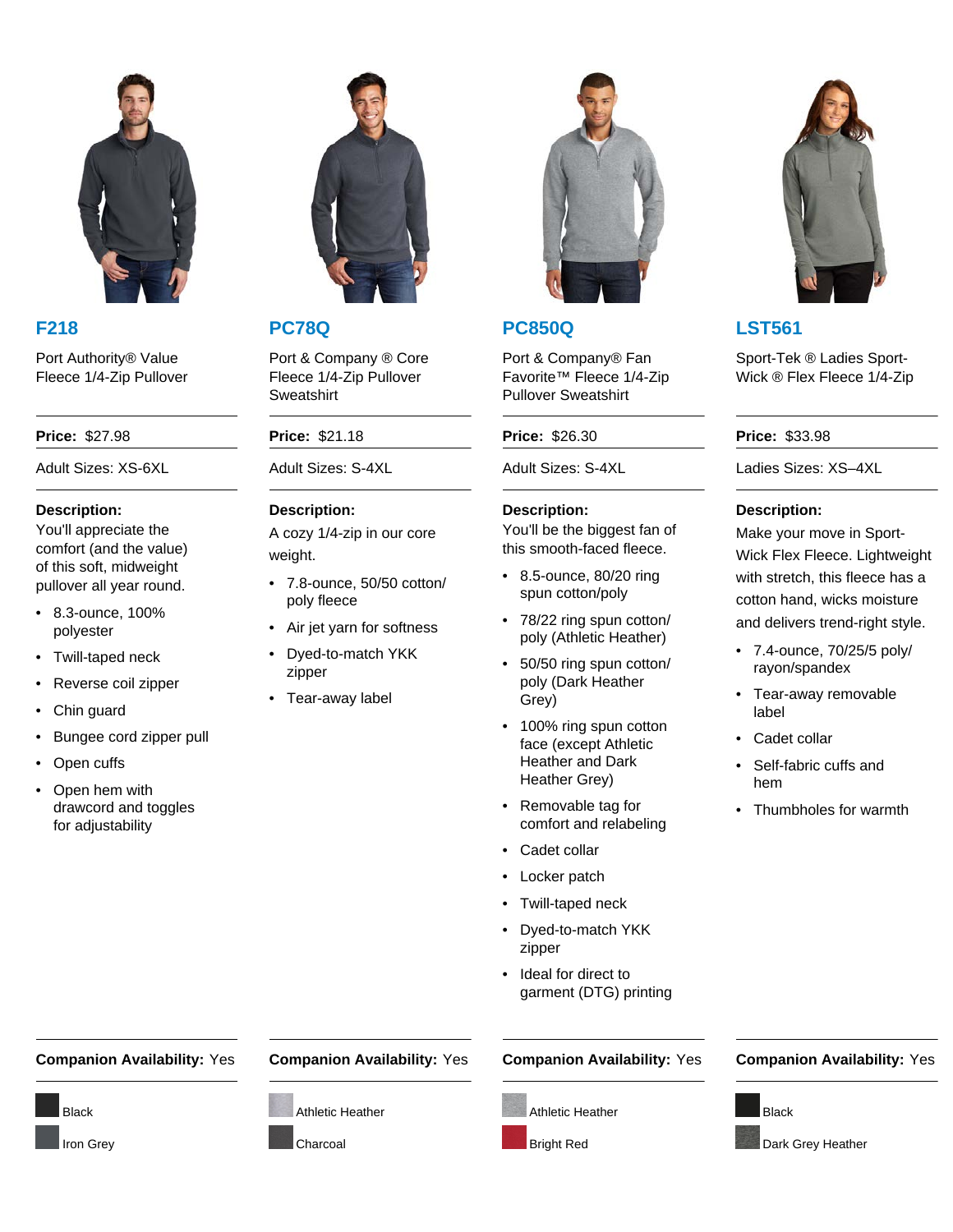## F218

Port Authority® Value Fleece 1/4-Zip Pullover

**Price:** $27.98

Adult Sizes: XS-6XL

**Description:**

You'll appreciate the comfort (and the value) of this soft, midweight pullover all year round.

- 8.3-ounce, 100% polyester
- Twill-taped neck
- Reverse coil zipper
- Chin guard
- Bungee cord zipper pull
- Open cuffs
- Open hem with drawcord and toggles for adjustability

**Companion Availability:** Yes

- Black
- Iron Grey

## PC78Q

Port & Company ® Core Fleece 1/4-Zip Pullover Sweatshirt

**Price:** $21.18

Adult Sizes: S-4XL

**Description:**

A cozy 1/4-zip in our core weight.

- 7.8-ounce, 50/50 cotton/ poly fleece
- Air jet yarn for softness
- Dyed-to-match YKK zipper
- Tear-away label

**Companion Availability:** Yes

- Athletic Heather
- Charcoal

## PC850Q

Port & Company® Fan Favorite™ Fleece 1/4-Zip Pullover Sweatshirt

**Price:** $26.30

Adult Sizes: S-4XL

**Description:**

You'll be the biggest fan of this smooth-faced fleece.

- 8.5-ounce, 80/20 ring spun cotton/poly
- 78/22 ring spun cotton/ poly (Athletic Heather)
- 50/50 ring spun cotton/ poly (Dark Heather Grey)
- 100% ring spun cotton face (except Athletic Heather and Dark Heather Grey)
- Removable tag for comfort and relabeling
- Cadet collar
- Locker patch
- Twill-taped neck
- Dyed-to-match YKK zipper
- Ideal for direct to garment (DTG) printing

**Companion Availability:** Yes

- Athletic Heather
- Bright Red

## LST561

Sport-Tek ® Ladies Sport-Wick ® Flex Fleece 1/4-Zip

**Price:** $33.98

Ladies Sizes: XS–4XL

**Description:**

Make your move in Sport-Wick Flex Fleece. Lightweight with stretch, this fleece has a cotton hand, wicks moisture and delivers trend-right style.

- 7.4-ounce, 70/25/5 poly/ rayon/spandex
- Tear-away removable label
- Cadet collar
- Self-fabric cuffs and hem
- Thumbholes for warmth

**Companion Availability:** Yes

- Black
- Dark Grey Heather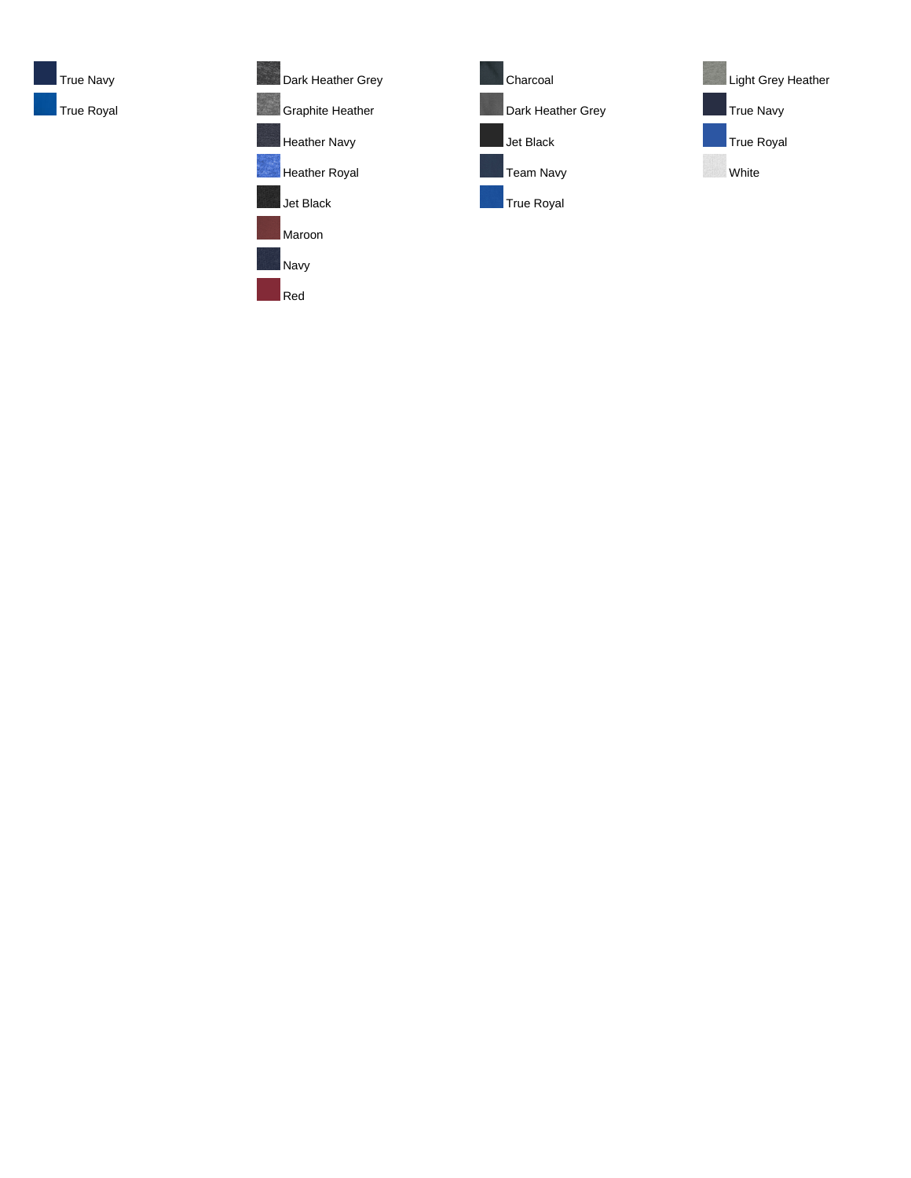True Navy
True Royal

Dark Heather Grey
Graphite Heather
Heather Navy
Heather Royal
Jet Black
Maroon
Navy
Red

Charcoal
Dark Heather Grey
Jet Black
Team Navy
True Royal

Light Grey Heather
True Navy
True Royal
White